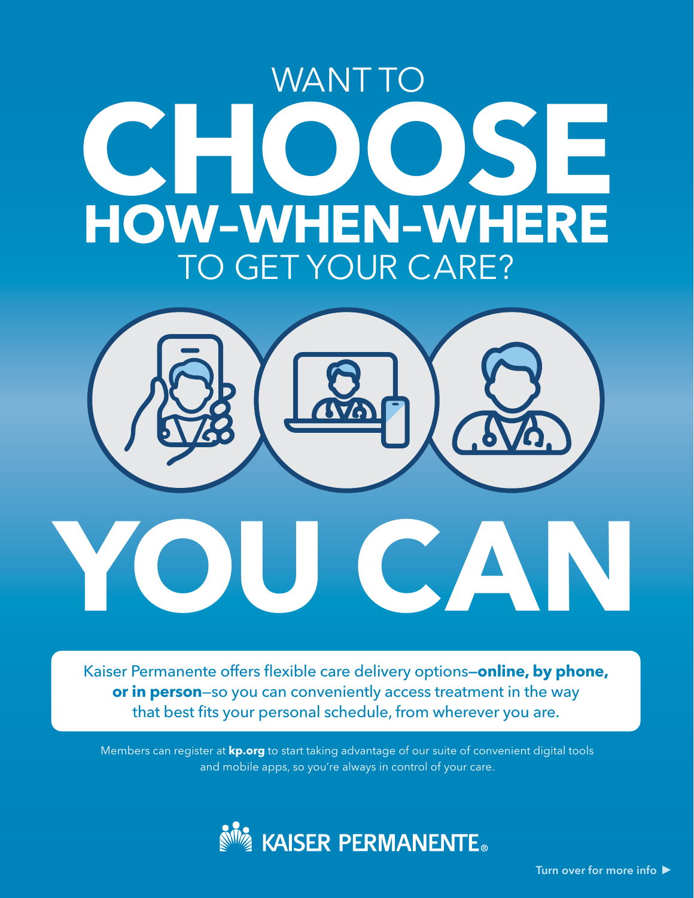# WANT TO CHOOSE HOW–WHEN–WHERE TO GET YOUR CARE?

# YOU CAN

Kaiser Permanente offers flexible care delivery options—**online, by phone, or in person**—so you can conveniently access treatment in the way that best fits your personal schedule, from wherever you are.

Members can register at **kp.org** to start taking advantage of our suite of convenient digital tools and mobile apps, so you're always in control of your care.

KAISER PERMANENTE®

Turn over for more info ▶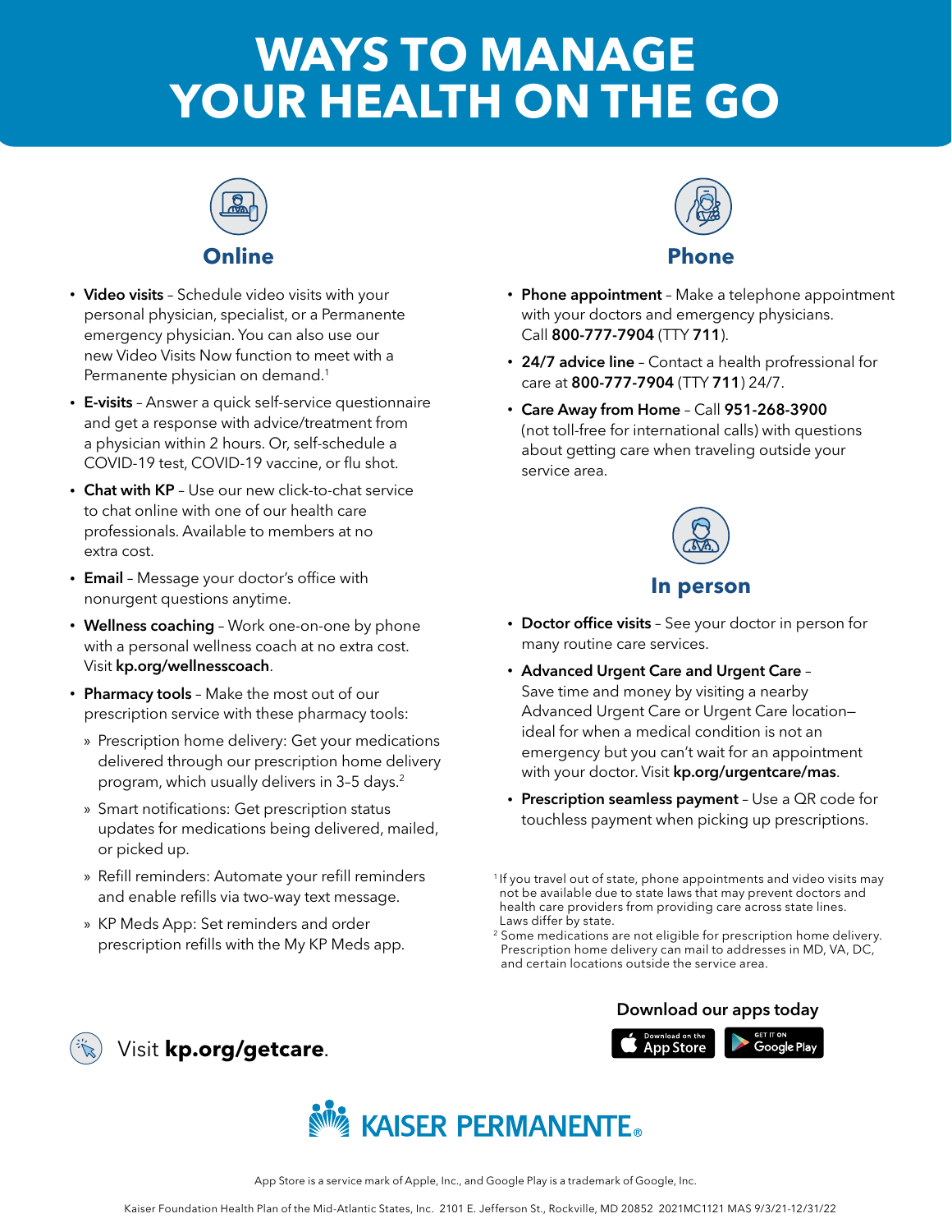# WAYS TO MANAGE YOUR HEALTH ON THE GO

## Online

- **Video visits** – Schedule video visits with your personal physician, specialist, or a Permanente emergency physician. You can also use our new Video Visits Now function to meet with a Permanente physician on demand.[1]
- **E-visits** – Answer a quick self-service questionnaire and get a response with advice/treatment from a physician within 2 hours. Or, self-schedule a COVID-19 test, COVID-19 vaccine, or flu shot.
- **Chat with KP** – Use our new click-to-chat service to chat online with one of our health care professionals. Available to members at no extra cost.
- **Email** – Message your doctor's office with nonurgent questions anytime.
- **Wellness coaching** – Work one-on-one by phone with a personal wellness coach at no extra cost. Visit **kp.org/wellnesscoach**.
- **Pharmacy tools** – Make the most out of our prescription service with these pharmacy tools:
  - Prescription home delivery: Get your medications delivered through our prescription home delivery program, which usually delivers in 3–5 days.[2]
  - Smart notifications: Get prescription status updates for medications being delivered, mailed, or picked up.
  - Refill reminders: Automate your refill reminders and enable refills via two-way text message.
  - KP Meds App: Set reminders and order prescription refills with the My KP Meds app.

## Phone

- **Phone appointment** – Make a telephone appointment with your doctors and emergency physicians. Call **800-777-7904** (TTY **711**).
- **24/7 advice line** – Contact a health professional for care at **800-777-7904** (TTY **711**) 24/7.
- **Care Away from Home** – Call **951-268-3900** (not toll-free for international calls) with questions about getting care when traveling outside your service area.

## In person

- **Doctor office visits** – See your doctor in person for many routine care services.
- **Advanced Urgent Care and Urgent Care** – Save time and money by visiting a nearby Advanced Urgent Care or Urgent Care location—ideal for when a medical condition is not an emergency but you can't wait for an appointment with your doctor. Visit **kp.org/urgentcare/mas**.
- **Prescription seamless payment** – Use a QR code for touchless payment when picking up prescriptions.

[1] If you travel out of state, phone appointments and video visits may not be available due to state laws that may prevent doctors and health care providers from providing care across state lines. Laws differ by state.

[2] Some medications are not eligible for prescription home delivery. Prescription home delivery can mail to addresses in MD, VA, DC, and certain locations outside the service area.

Visit **kp.org/getcare**.

**Download our apps today**

App Store | Google Play

KAISER PERMANENTE®

App Store is a service mark of Apple, Inc., and Google Play is a trademark of Google, Inc.

Kaiser Foundation Health Plan of the Mid-Atlantic States, Inc. 2101 E. Jefferson St., Rockville, MD 20852 2021MC1121 MAS 9/3/21-12/31/22